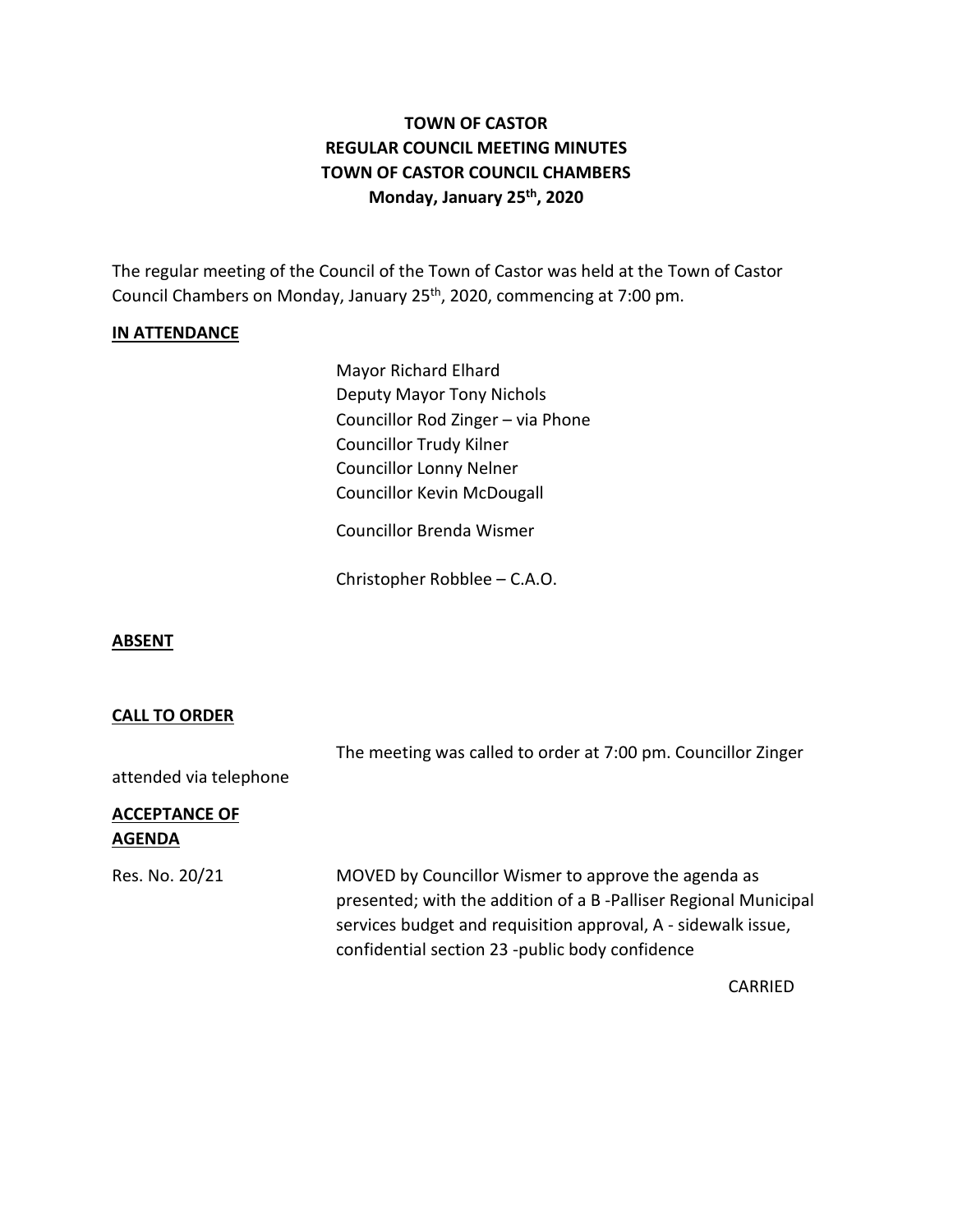# TOWN OF CASTOR
# REGULAR COUNCIL MEETING MINUTES
# TOWN OF CASTOR COUNCIL CHAMBERS
# Monday, January 25th, 2020

The regular meeting of the Council of the Town of Castor was held at the Town of Castor Council Chambers on Monday, January 25th, 2020, commencing at 7:00 pm.

**IN ATTENDANCE**

Mayor Richard Elhard
Deputy Mayor Tony Nichols
Councillor Rod Zinger – via Phone
Councillor Trudy Kilner
Councillor Lonny Nelner
Councillor Kevin McDougall

Councillor Brenda Wismer

Christopher Robblee – C.A.O.

**ABSENT**

**CALL TO ORDER**

The meeting was called to order at 7:00 pm. Councillor Zinger attended via telephone

**ACCEPTANCE OF AGENDA**

Res. No. 20/21

MOVED by Councillor Wismer to approve the agenda as presented; with the addition of a B -Palliser Regional Municipal services budget and requisition approval, A - sidewalk issue, confidential section 23 -public body confidence

CARRIED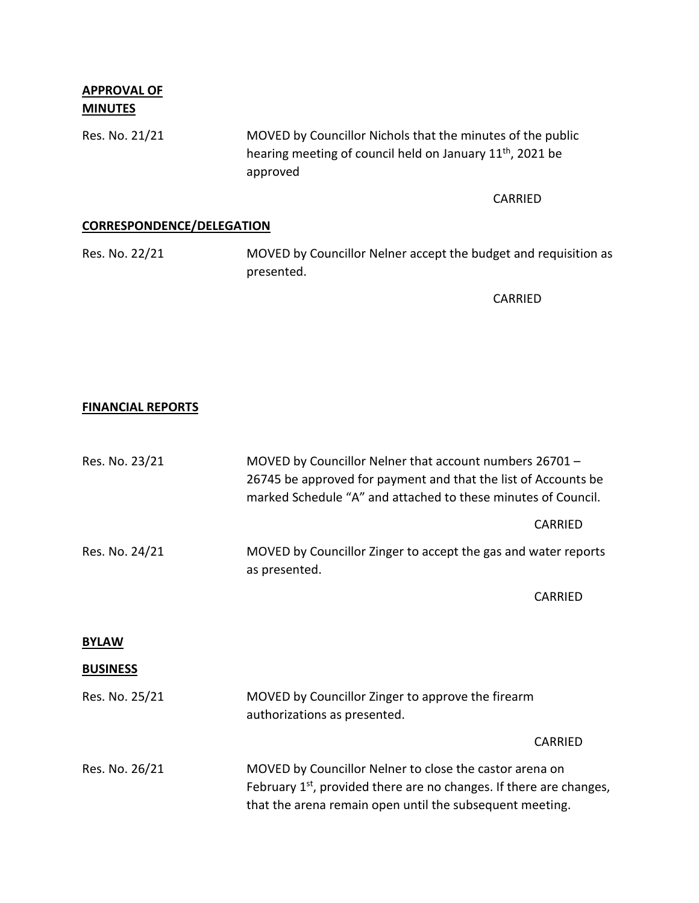**APPROVAL OF MINUTES**

Res. No. 21/21 MOVED by Councillor Nichols that the minutes of the public hearing meeting of council held on January 11th, 2021 be approved

CARRIED

**CORRESPONDENCE/DELEGATION**

Res. No. 22/21 MOVED by Councillor Nelner accept the budget and requisition as presented.

CARRIED

**FINANCIAL REPORTS**

Res. No. 23/21 MOVED by Councillor Nelner that account numbers 26701 – 26745 be approved for payment and that the list of Accounts be marked Schedule "A" and attached to these minutes of Council.

CARRIED

Res. No. 24/21 MOVED by Councillor Zinger to accept the gas and water reports as presented.

CARRIED

**BYLAW**

**BUSINESS**

Res. No. 25/21 MOVED by Councillor Zinger to approve the firearm authorizations as presented.

CARRIED

Res. No. 26/21 MOVED by Councillor Nelner to close the castor arena on February 1st, provided there are no changes. If there are changes, that the arena remain open until the subsequent meeting.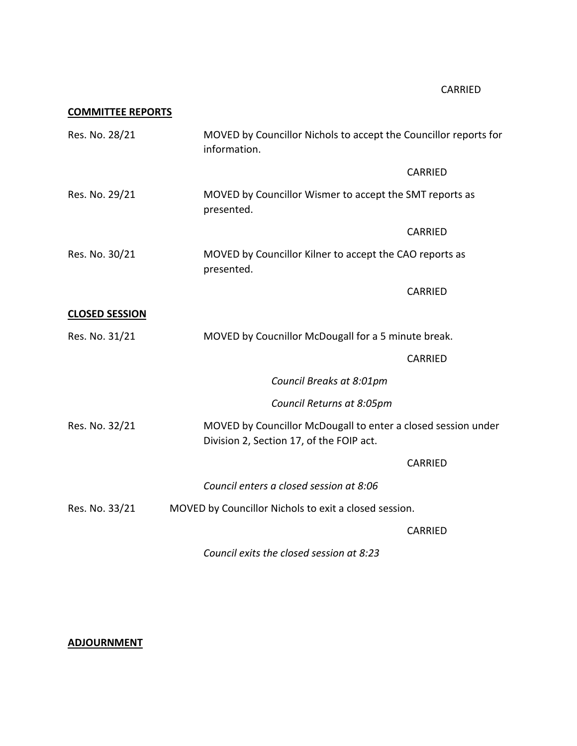CARRIED

**COMMITTEE REPORTS**

Res. No. 28/21 MOVED by Councillor Nichols to accept the Councillor reports for information.

CARRIED

Res. No. 29/21 MOVED by Councillor Wismer to accept the SMT reports as presented.

CARRIED

Res. No. 30/21 MOVED by Councillor Kilner to accept the CAO reports as presented.

CARRIED

**CLOSED SESSION**

Res. No. 31/21 MOVED by Coucnillor McDougall for a 5 minute break.

CARRIED

*Council Breaks at 8:01pm*

*Council Returns at 8:05pm*

Res. No. 32/21 MOVED by Councillor McDougall to enter a closed session under Division 2, Section 17, of the FOIP act.

CARRIED

*Council enters a closed session at 8:06*

Res. No. 33/21 MOVED by Councillor Nichols to exit a closed session.

CARRIED

*Council exits the closed session at 8:23*

**ADJOURNMENT**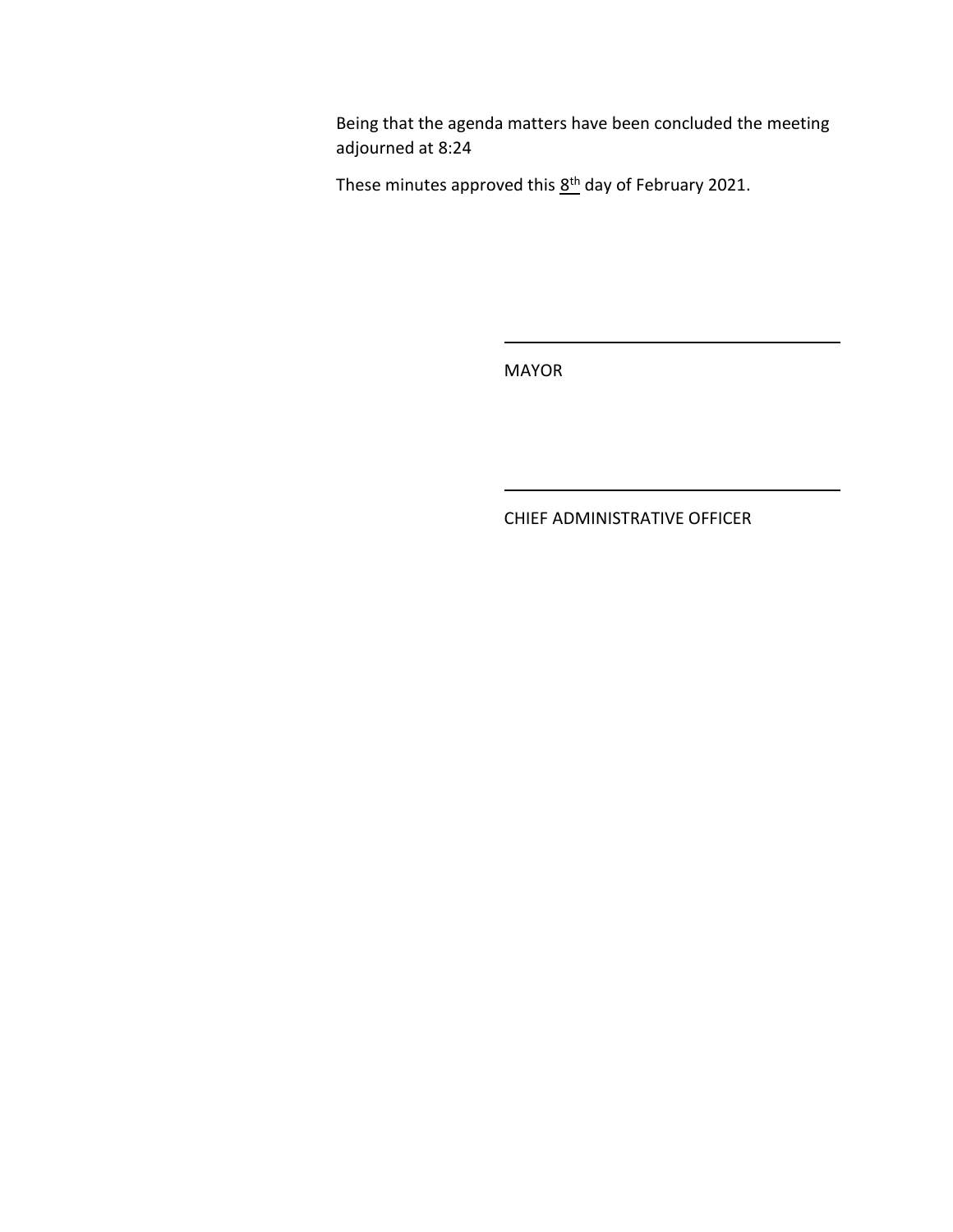Being that the agenda matters have been concluded the meeting adjourned at 8:24

These minutes approved this 8th day of February 2021.

\_\_\_\_\_\_\_\_\_\_\_\_\_\_\_\_\_\_\_\_\_\_\_\_\_\_\_\_\_\_\_\_

MAYOR

\_\_\_\_\_\_\_\_\_\_\_\_\_\_\_\_\_\_\_\_\_\_\_\_\_\_\_\_\_\_\_\_

CHIEF ADMINISTRATIVE OFFICER